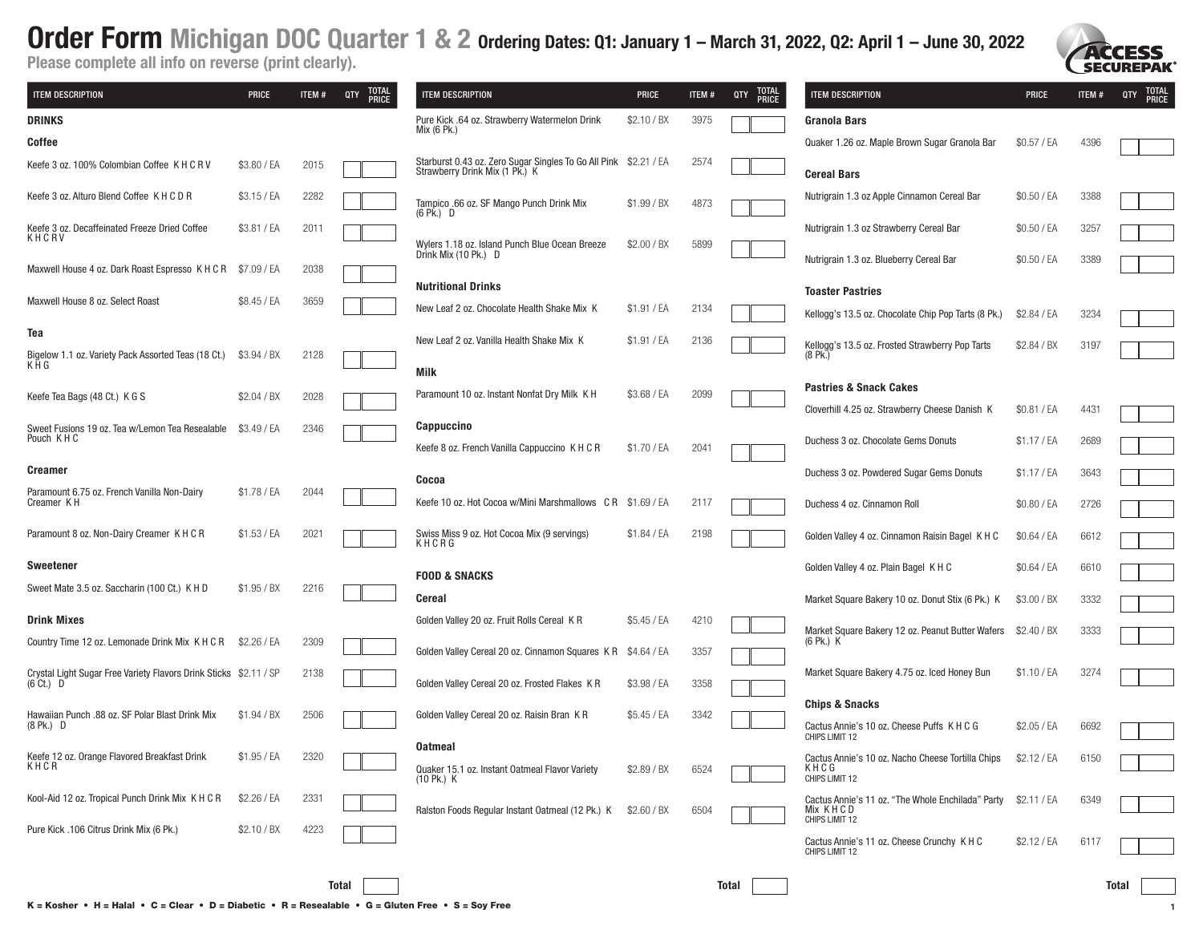# Order Form Michigan DOC Quarter 1 & 2 Ordering Dates: Q1: January 1 – March 31, 2022, Q2: April 1 – June 30, 2022

**Please complete all info on reverse (print clearly).**

ACCESS SECUREPAK

| ITEM DESCRIPTION | PRICE | ITEM # | QTY | TOTAL PRICE |
|---|---|---|---|---|
| **DRINKS** | | | | |
| **Coffee** | | | | |
| Keefe 3 oz. 100% Colombian Coffee K H C R V | $3.80 / EA | 2015 | | |
| Keefe 3 oz. Alturo Blend Coffee K H C D R | $3.15 / EA | 2282 | | |
| Keefe 3 oz. Decaffeinated Freeze Dried Coffee K H C R V | $3.81 / EA | 2011 | | |
| Maxwell House 4 oz. Dark Roast Espresso K H C R | $7.09 / EA | 2038 | | |
| Maxwell House 8 oz. Select Roast | $8.45 / EA | 3659 | | |
| **Tea** | | | | |
| Bigelow 1.1 oz. Variety Pack Assorted Teas (18 Ct.) K H G | $3.94 / BX | 2128 | | |
| Keefe Tea Bags (48 Ct.) K G S | $2.04 / BX | 2028 | | |
| Sweet Fusions 19 oz. Tea w/Lemon Tea Resealable Pouch K H C | $3.49 / EA | 2346 | | |
| **Creamer** | | | | |
| Paramount 6.75 oz. French Vanilla Non-Dairy Creamer K H | $1.78 / EA | 2044 | | |
| Paramount 8 oz. Non-Dairy Creamer K H C R | $1.53 / EA | 2021 | | |
| **Sweetener** | | | | |
| Sweet Mate 3.5 oz. Saccharin (100 Ct.) K H D | $1.95 / BX | 2216 | | |
| **Drink Mixes** | | | | |
| Country Time 12 oz. Lemonade Drink Mix K H C R | $2.26 / EA | 2309 | | |
| Crystal Light Sugar Free Variety Flavors Drink Sticks (6 Ct.) D | $2.11 / SP | 2138 | | |
| Hawaiian Punch .88 oz. SF Polar Blast Drink Mix (8 Pk.) D | $1.94 / BX | 2506 | | |
| Keefe 12 oz. Orange Flavored Breakfast Drink K H C R | $1.95 / EA | 2320 | | |
| Kool-Aid 12 oz. Tropical Punch Drink Mix K H C R | $2.26 / EA | 2331 | | |
| Pure Kick .106 Citrus Drink Mix (6 Pk.) | $2.10 / BX | 4223 | | |
| | | | **Total** | |

| ITEM DESCRIPTION | PRICE | ITEM # | QTY | TOTAL PRICE |
|---|---|---|---|---|
| Pure Kick .64 oz. Strawberry Watermelon Drink Mix (6 Pk.) | $2.10 / BX | 3975 | | |
| Starburst 0.43 oz. Zero Sugar Singles To Go All Pink Strawberry Drink Mix (1 Pk.) K | $2.21 / EA | 2574 | | |
| Tampico .66 oz. SF Mango Punch Drink Mix (6 Pk.) D | $1.99 / BX | 4873 | | |
| Wylers 1.18 oz. Island Punch Blue Ocean Breeze Drink Mix (10 Pk.) D | $2.00 / BX | 5899 | | |
| **Nutritional Drinks** | | | | |
| New Leaf 2 oz. Chocolate Health Shake Mix K | $1.91 / EA | 2134 | | |
| New Leaf 2 oz. Vanilla Health Shake Mix K | $1.91 / EA | 2136 | | |
| **Milk** | | | | |
| Paramount 10 oz. Instant Nonfat Dry Milk K H | $3.68 / EA | 2099 | | |
| **Cappuccino** | | | | |
| Keefe 8 oz. French Vanilla Cappuccino K H C R | $1.70 / EA | 2041 | | |
| **Cocoa** | | | | |
| Keefe 10 oz. Hot Cocoa w/Mini Marshmallows C R | $1.69 / EA | 2117 | | |
| Swiss Miss 9 oz. Hot Cocoa Mix (9 servings) K H C R G | $1.84 / EA | 2198 | | |
| **FOOD & SNACKS** | | | | |
| **Cereal** | | | | |
| Golden Valley 20 oz. Fruit Rolls Cereal K R | $5.45 / EA | 4210 | | |
| Golden Valley Cereal 20 oz. Cinnamon Squares K R | $4.64 / EA | 3357 | | |
| Golden Valley Cereal 20 oz. Frosted Flakes K R | $3.98 / EA | 3358 | | |
| Golden Valley Cereal 20 oz. Raisin Bran K R | $5.45 / EA | 3342 | | |
| **Oatmeal** | | | | |
| Quaker 15.1 oz. Instant Oatmeal Flavor Variety (10 Pk.) K | $2.89 / BX | 6524 | | |
| Ralston Foods Regular Instant Oatmeal (12 Pk.) K | $2.60 / BX | 6504 | | |
| | | | **Total** | |

| ITEM DESCRIPTION | PRICE | ITEM # | QTY | TOTAL PRICE |
|---|---|---|---|---|
| **Granola Bars** | | | | |
| Quaker 1.26 oz. Maple Brown Sugar Granola Bar | $0.57 / EA | 4396 | | |
| **Cereal Bars** | | | | |
| Nutrigrain 1.3 oz Apple Cinnamon Cereal Bar | $0.50 / EA | 3388 | | |
| Nutrigrain 1.3 oz Strawberry Cereal Bar | $0.50 / EA | 3257 | | |
| Nutrigrain 1.3 oz. Blueberry Cereal Bar | $0.50 / EA | 3389 | | |
| **Toaster Pastries** | | | | |
| Kellogg's 13.5 oz. Chocolate Chip Pop Tarts (8 Pk.) | $2.84 / EA | 3234 | | |
| Kellogg's 13.5 oz. Frosted Strawberry Pop Tarts (8 Pk.) | $2.84 / BX | 3197 | | |
| **Pastries & Snack Cakes** | | | | |
| Cloverhill 4.25 oz. Strawberry Cheese Danish K | $0.81 / EA | 4431 | | |
| Duchess 3 oz. Chocolate Gems Donuts | $1.17 / EA | 2689 | | |
| Duchess 3 oz. Powdered Sugar Gems Donuts | $1.17 / EA | 3643 | | |
| Duchess 4 oz. Cinnamon Roll | $0.80 / EA | 2726 | | |
| Golden Valley 4 oz. Cinnamon Raisin Bagel K H C | $0.64 / EA | 6612 | | |
| Golden Valley 4 oz. Plain Bagel K H C | $0.64 / EA | 6610 | | |
| Market Square Bakery 10 oz. Donut Stix (6 Pk.) K | $3.00 / BX | 3332 | | |
| Market Square Bakery 12 oz. Peanut Butter Wafers (6 Pk.) K | $2.40 / BX | 3333 | | |
| Market Square Bakery 4.75 oz. Iced Honey Bun | $1.10 / EA | 3274 | | |
| **Chips & Snacks** | | | | |
| Cactus Annie's 10 oz. Cheese Puffs K H C G CHIPS LIMIT 12 | $2.05 / EA | 6692 | | |
| Cactus Annie's 10 oz. Nacho Cheese Tortilla Chips K H C G CHIPS LIMIT 12 | $2.12 / EA | 6150 | | |
| Cactus Annie's 11 oz. "The Whole Enchilada" Party Mix K H C D CHIPS LIMIT 12 | $2.11 / EA | 6349 | | |
| Cactus Annie's 11 oz. Cheese Crunchy K H C CHIPS LIMIT 12 | $2.12 / EA | 6117 | | |
| | | | **Total** | |

**K = Kosher • H = Halal • C = Clear • D = Diabetic • R = Resealable • G = Gluten Free • S = Soy Free**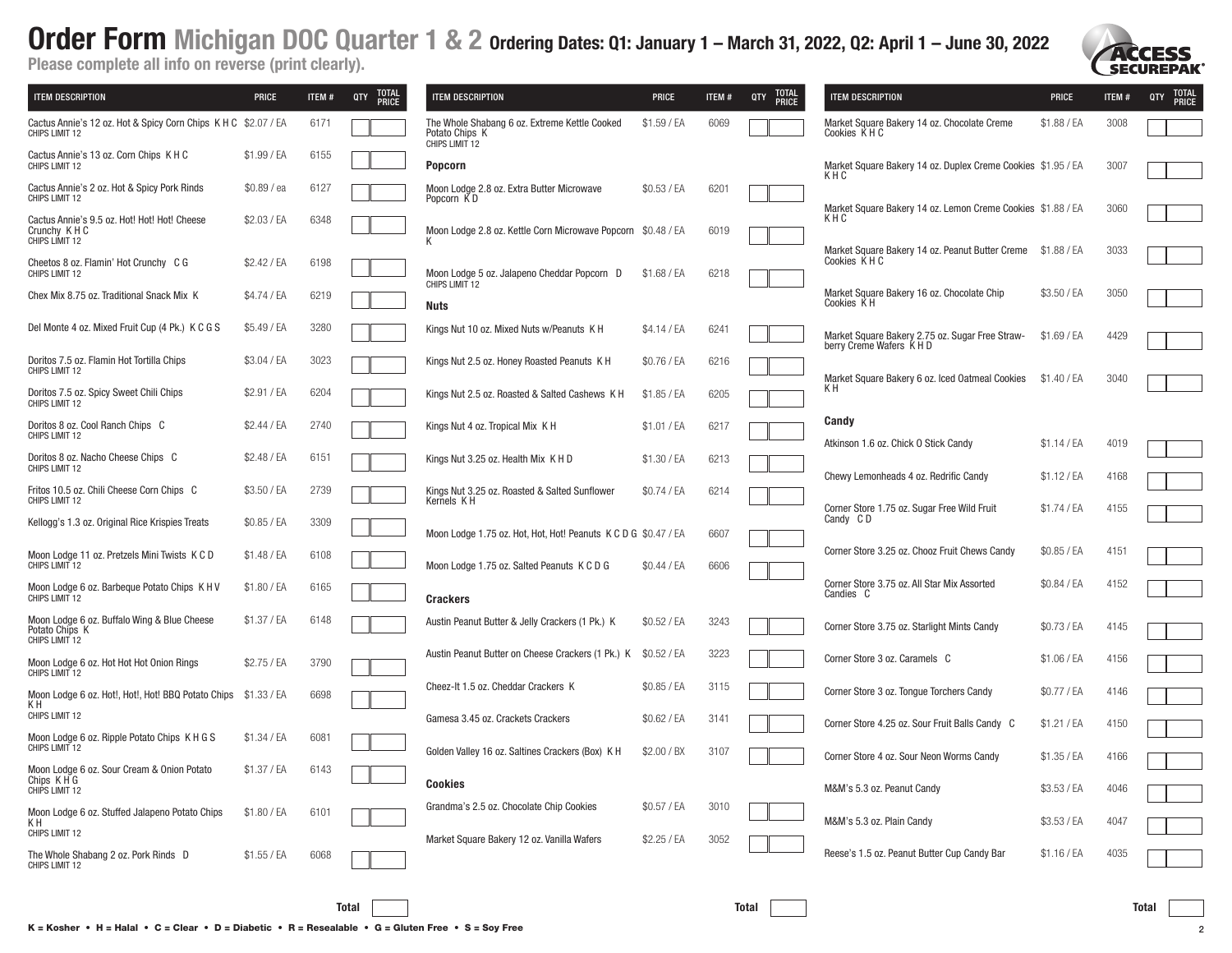# Order Form Michigan DOC Quarter 1 & 2 Ordering Dates: Q1: January 1 – March 31, 2022, Q2: April 1 – June 30, 2022

**Please complete all info on reverse (print clearly).**

| ITEM DESCRIPTION | PRICE | ITEM # | QTY | TOTAL PRICE |
|---|---|---|---|---|
| Cactus Annie's 12 oz. Hot & Spicy Corn Chips K H C<br>CHIPS LIMIT 12 | $2.07 / EA | 6171 | | |
| Cactus Annie's 13 oz. Corn Chips K H C<br>CHIPS LIMIT 12 | $1.99 / EA | 6155 | | |
| Cactus Annie's 2 oz. Hot & Spicy Pork Rinds<br>CHIPS LIMIT 12 | $0.89 / ea | 6127 | | |
| Cactus Annie's 9.5 oz. Hot! Hot! Hot! Cheese Crunchy K H C<br>CHIPS LIMIT 12 | $2.03 / EA | 6348 | | |
| Cheetos 8 oz. Flamin' Hot Crunchy C G<br>CHIPS LIMIT 12 | $2.42 / EA | 6198 | | |
| Chex Mix 8.75 oz. Traditional Snack Mix K | $4.74 / EA | 6219 | | |
| Del Monte 4 oz. Mixed Fruit Cup (4 Pk.) K C G S | $5.49 / EA | 3280 | | |
| Doritos 7.5 oz. Flamin Hot Tortilla Chips<br>CHIPS LIMIT 12 | $3.04 / EA | 3023 | | |
| Doritos 7.5 oz. Spicy Sweet Chili Chips<br>CHIPS LIMIT 12 | $2.91 / EA | 6204 | | |
| Doritos 8 oz. Cool Ranch Chips C<br>CHIPS LIMIT 12 | $2.44 / EA | 2740 | | |
| Doritos 8 oz. Nacho Cheese Chips C<br>CHIPS LIMIT 12 | $2.48 / EA | 6151 | | |
| Fritos 10.5 oz. Chili Cheese Corn Chips C<br>CHIPS LIMIT 12 | $3.50 / EA | 2739 | | |
| Kellogg's 1.3 oz. Original Rice Krispies Treats | $0.85 / EA | 3309 | | |
| Moon Lodge 11 oz. Pretzels Mini Twists K C D<br>CHIPS LIMIT 12 | $1.48 / EA | 6108 | | |
| Moon Lodge 6 oz. Barbeque Potato Chips K H V<br>CHIPS LIMIT 12 | $1.80 / EA | 6165 | | |
| Moon Lodge 6 oz. Buffalo Wing & Blue Cheese Potato Chips K<br>CHIPS LIMIT 12 | $1.37 / EA | 6148 | | |
| Moon Lodge 6 oz. Hot Hot Hot Onion Rings<br>CHIPS LIMIT 12 | $2.75 / EA | 3790 | | |
| Moon Lodge 6 oz. Hot!, Hot!, Hot! BBQ Potato Chips K H<br>CHIPS LIMIT 12 | $1.33 / EA | 6698 | | |
| Moon Lodge 6 oz. Ripple Potato Chips K H G S<br>CHIPS LIMIT 12 | $1.34 / EA | 6081 | | |
| Moon Lodge 6 oz. Sour Cream & Onion Potato Chips K H G<br>CHIPS LIMIT 12 | $1.37 / EA | 6143 | | |
| Moon Lodge 6 oz. Stuffed Jalapeno Potato Chips K H<br>CHIPS LIMIT 12 | $1.80 / EA | 6101 | | |
| The Whole Shabang 2 oz. Pork Rinds D<br>CHIPS LIMIT 12 | $1.55 / EA | 6068 | | |
| | | | **Total** | |

| ITEM DESCRIPTION | PRICE | ITEM # | QTY | TOTAL PRICE |
|---|---|---|---|---|
| The Whole Shabang 6 oz. Extreme Kettle Cooked Potato Chips K<br>CHIPS LIMIT 12 | $1.59 / EA | 6069 | | |
| **Popcorn** | | | | |
| Moon Lodge 2.8 oz. Extra Butter Microwave Popcorn K D | $0.53 / EA | 6201 | | |
| Moon Lodge 2.8 oz. Kettle Corn Microwave Popcorn K | $0.48 / EA | 6019 | | |
| Moon Lodge 5 oz. Jalapeno Cheddar Popcorn D<br>CHIPS LIMIT 12 | $1.68 / EA | 6218 | | |
| **Nuts** | | | | |
| Kings Nut 10 oz. Mixed Nuts w/Peanuts K H | $4.14 / EA | 6241 | | |
| Kings Nut 2.5 oz. Honey Roasted Peanuts K H | $0.76 / EA | 6216 | | |
| Kings Nut 2.5 oz. Roasted & Salted Cashews K H | $1.85 / EA | 6205 | | |
| Kings Nut 4 oz. Tropical Mix K H | $1.01 / EA | 6217 | | |
| Kings Nut 3.25 oz. Health Mix K H D | $1.30 / EA | 6213 | | |
| Kings Nut 3.25 oz. Roasted & Salted Sunflower Kernels K H | $0.74 / EA | 6214 | | |
| Moon Lodge 1.75 oz. Hot, Hot, Hot! Peanuts K C D G | $0.47 / EA | 6607 | | |
| Moon Lodge 1.75 oz. Salted Peanuts K C D G | $0.44 / EA | 6606 | | |
| **Crackers** | | | | |
| Austin Peanut Butter & Jelly Crackers (1 Pk.) K | $0.52 / EA | 3243 | | |
| Austin Peanut Butter on Cheese Crackers (1 Pk.) K | $0.52 / EA | 3223 | | |
| Cheez-It 1.5 oz. Cheddar Crackers K | $0.85 / EA | 3115 | | |
| Gamesa 3.45 oz. Crackets Crackers | $0.62 / EA | 3141 | | |
| Golden Valley 16 oz. Saltines Crackers (Box) K H | $2.00 / BX | 3107 | | |
| **Cookies** | | | | |
| Grandma's 2.5 oz. Chocolate Chip Cookies | $0.57 / EA | 3010 | | |
| Market Square Bakery 12 oz. Vanilla Wafers | $2.25 / EA | 3052 | | |
| | | | **Total** | |

| ITEM DESCRIPTION | PRICE | ITEM # | QTY | TOTAL PRICE |
|---|---|---|---|---|
| Market Square Bakery 14 oz. Chocolate Creme Cookies K H C | $1.88 / EA | 3008 | | |
| Market Square Bakery 14 oz. Duplex Creme Cookies K H C | $1.95 / EA | 3007 | | |
| Market Square Bakery 14 oz. Lemon Creme Cookies K H C | $1.88 / EA | 3060 | | |
| Market Square Bakery 14 oz. Peanut Butter Creme Cookies K H C | $1.88 / EA | 3033 | | |
| Market Square Bakery 16 oz. Chocolate Chip Cookies K H | $3.50 / EA | 3050 | | |
| Market Square Bakery 2.75 oz. Sugar Free Strawberry Creme Wafers K H D | $1.69 / EA | 4429 | | |
| Market Square Bakery 6 oz. Iced Oatmeal Cookies K H | $1.40 / EA | 3040 | | |
| **Candy** | | | | |
| Atkinson 1.6 oz. Chick O Stick Candy | $1.14 / EA | 4019 | | |
| Chewy Lemonheads 4 oz. Redrific Candy | $1.12 / EA | 4168 | | |
| Corner Store 1.75 oz. Sugar Free Wild Fruit Candy C D | $1.74 / EA | 4155 | | |
| Corner Store 3.25 oz. Chooz Fruit Chews Candy | $0.85 / EA | 4151 | | |
| Corner Store 3.75 oz. All Star Mix Assorted Candies C | $0.84 / EA | 4152 | | |
| Corner Store 3.75 oz. Starlight Mints Candy | $0.73 / EA | 4145 | | |
| Corner Store 3 oz. Caramels C | $1.06 / EA | 4156 | | |
| Corner Store 3 oz. Tongue Torchers Candy | $0.77 / EA | 4146 | | |
| Corner Store 4.25 oz. Sour Fruit Balls Candy C | $1.21 / EA | 4150 | | |
| Corner Store 4 oz. Sour Neon Worms Candy | $1.35 / EA | 4166 | | |
| M&M's 5.3 oz. Peanut Candy | $3.53 / EA | 4046 | | |
| M&M's 5.3 oz. Plain Candy | $3.53 / EA | 4047 | | |
| Reese's 1.5 oz. Peanut Butter Cup Candy Bar | $1.16 / EA | 4035 | | |
| | | | **Total** | |

**K = Kosher • H = Halal • C = Clear • D = Diabetic • R = Resealable • G = Gluten Free • S = Soy Free**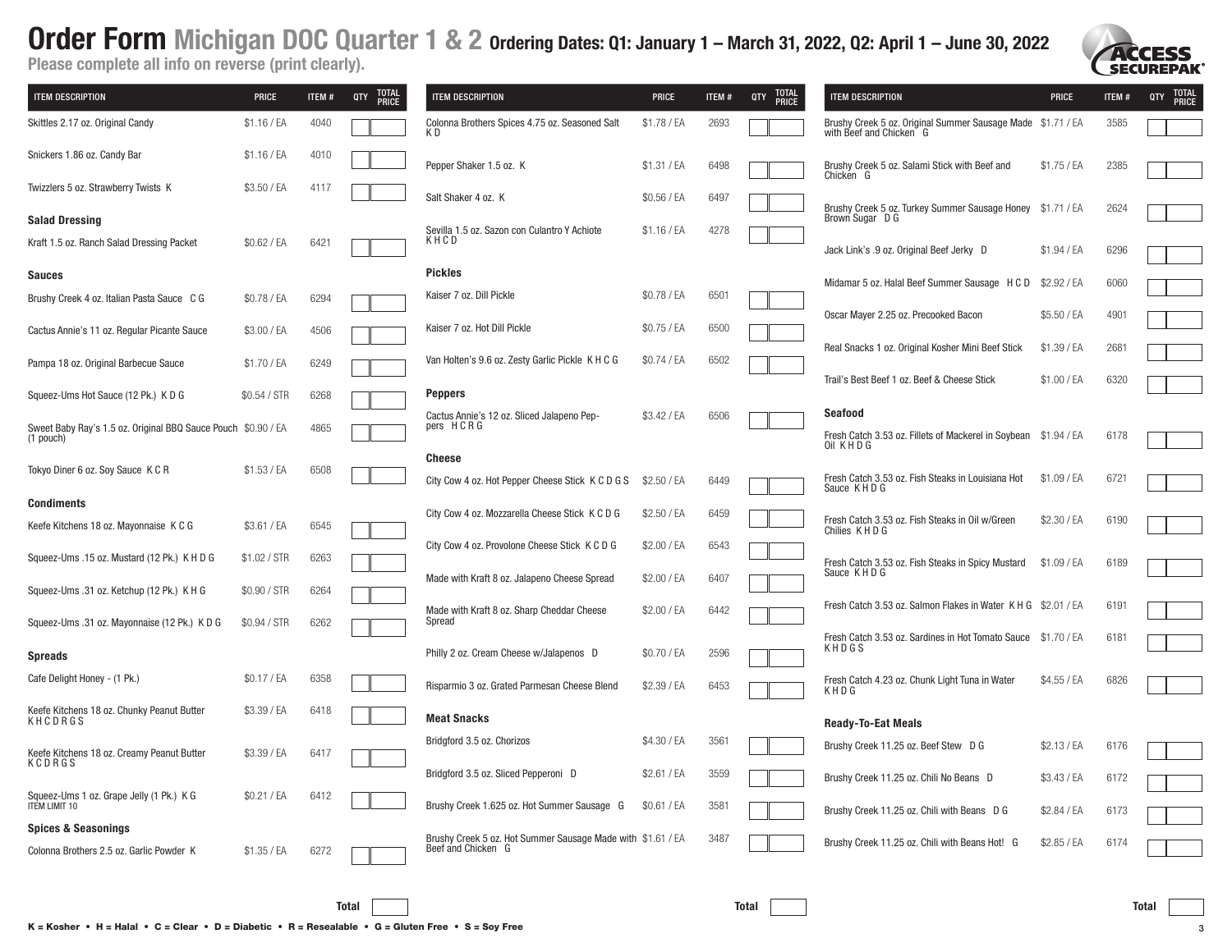# Order Form Michigan DOC Quarter 1 & 2 Ordering Dates: Q1: January 1 – March 31, 2022, Q2: April 1 – June 30, 2022

**Please complete all info on reverse (print clearly).**

| ITEM DESCRIPTION | PRICE | ITEM # | QTY | TOTAL PRICE |
|---|---|---|---|---|
| Skittles 2.17 oz. Original Candy | $1.16 / EA | 4040 | | |
| Snickers 1.86 oz. Candy Bar | $1.16 / EA | 4010 | | |
| Twizzlers 5 oz. Strawberry Twists K | $3.50 / EA | 4117 | | |
| **Salad Dressing** | | | | |
| Kraft 1.5 oz. Ranch Salad Dressing Packet | $0.62 / EA | 6421 | | |
| **Sauces** | | | | |
| Brushy Creek 4 oz. Italian Pasta Sauce C G | $0.78 / EA | 6294 | | |
| Cactus Annie's 11 oz. Regular Picante Sauce | $3.00 / EA | 4506 | | |
| Pampa 18 oz. Original Barbecue Sauce | $1.70 / EA | 6249 | | |
| Squeez-Ums Hot Sauce (12 Pk.) K D G | $0.54 / STR | 6268 | | |
| Sweet Baby Ray's 1.5 oz. Original BBQ Sauce Pouch (1 pouch) | $0.90 / EA | 4865 | | |
| Tokyo Diner 6 oz. Soy Sauce K C R | $1.53 / EA | 6508 | | |
| **Condiments** | | | | |
| Keefe Kitchens 18 oz. Mayonnaise K C G | $3.61 / EA | 6545 | | |
| Squeez-Ums .15 oz. Mustard (12 Pk.) K H D G | $1.02 / STR | 6263 | | |
| Squeez-Ums .31 oz. Ketchup (12 Pk.) K H G | $0.90 / STR | 6264 | | |
| Squeez-Ums .31 oz. Mayonnaise (12 Pk.) K D G | $0.94 / STR | 6262 | | |
| **Spreads** | | | | |
| Cafe Delight Honey - (1 Pk.) | $0.17 / EA | 6358 | | |
| Keefe Kitchens 18 oz. Chunky Peanut Butter K H C D R G S | $3.39 / EA | 6418 | | |
| Keefe Kitchens 18 oz. Creamy Peanut Butter K C D R G S | $3.39 / EA | 6417 | | |
| Squeez-Ums 1 oz. Grape Jelly (1 Pk.) K G ITEM LIMIT 10 | $0.21 / EA | 6412 | | |
| **Spices & Seasonings** | | | | |
| Colonna Brothers 2.5 oz. Garlic Powder K | $1.35 / EA | 6272 | | |
| | | | **Total** | |

| ITEM DESCRIPTION | PRICE | ITEM # | QTY | TOTAL PRICE |
|---|---|---|---|---|
| Colonna Brothers Spices 4.75 oz. Seasoned Salt K D | $1.78 / EA | 2693 | | |
| Pepper Shaker 1.5 oz. K | $1.31 / EA | 6498 | | |
| Salt Shaker 4 oz. K | $0.56 / EA | 6497 | | |
| Sevilla 1.5 oz. Sazon con Culantro Y Achiote K H C D | $1.16 / EA | 4278 | | |
| **Pickles** | | | | |
| Kaiser 7 oz. Dill Pickle | $0.78 / EA | 6501 | | |
| Kaiser 7 oz. Hot Dill Pickle | $0.75 / EA | 6500 | | |
| Van Holten's 9.6 oz. Zesty Garlic Pickle K H C G | $0.74 / EA | 6502 | | |
| **Peppers** | | | | |
| Cactus Annie's 12 oz. Sliced Jalapeno Peppers H C R G | $3.42 / EA | 6506 | | |
| **Cheese** | | | | |
| City Cow 4 oz. Hot Pepper Cheese Stick K C D G S | $2.50 / EA | 6449 | | |
| City Cow 4 oz. Mozzarella Cheese Stick K C D G | $2.50 / EA | 6459 | | |
| City Cow 4 oz. Provolone Cheese Stick K C D G | $2.00 / EA | 6543 | | |
| Made with Kraft 8 oz. Jalapeno Cheese Spread | $2.00 / EA | 6407 | | |
| Made with Kraft 8 oz. Sharp Cheddar Cheese Spread | $2.00 / EA | 6442 | | |
| Philly 2 oz. Cream Cheese w/Jalapenos D | $0.70 / EA | 2596 | | |
| Risparmio 3 oz. Grated Parmesan Cheese Blend | $2.39 / EA | 6453 | | |
| **Meat Snacks** | | | | |
| Bridgford 3.5 oz. Chorizos | $4.30 / EA | 3561 | | |
| Bridgford 3.5 oz. Sliced Pepperoni D | $2.61 / EA | 3559 | | |
| Brushy Creek 1.625 oz. Hot Summer Sausage G | $0.61 / EA | 3581 | | |
| Brushy Creek 5 oz. Hot Summer Sausage Made with Beef and Chicken G | $1.61 / EA | 3487 | | |
| | | | **Total** | |

| ITEM DESCRIPTION | PRICE | ITEM # | QTY | TOTAL PRICE |
|---|---|---|---|---|
| Brushy Creek 5 oz. Original Summer Sausage Made with Beef and Chicken G | $1.71 / EA | 3585 | | |
| Brushy Creek 5 oz. Salami Stick with Beef and Chicken G | $1.75 / EA | 2385 | | |
| Brushy Creek 5 oz. Turkey Summer Sausage Honey Brown Sugar D G | $1.71 / EA | 2624 | | |
| Jack Link's .9 oz. Original Beef Jerky D | $1.94 / EA | 6296 | | |
| Midamar 5 oz. Halal Beef Summer Sausage H C D | $2.92 / EA | 6060 | | |
| Oscar Mayer 2.25 oz. Precooked Bacon | $5.50 / EA | 4901 | | |
| Real Snacks 1 oz. Original Kosher Mini Beef Stick | $1.39 / EA | 2681 | | |
| Trail's Best Beef 1 oz. Beef & Cheese Stick | $1.00 / EA | 6320 | | |
| **Seafood** | | | | |
| Fresh Catch 3.53 oz. Fillets of Mackerel in Soybean Oil K H D G | $1.94 / EA | 6178 | | |
| Fresh Catch 3.53 oz. Fish Steaks in Louisiana Hot Sauce K H D G | $1.09 / EA | 6721 | | |
| Fresh Catch 3.53 oz. Fish Steaks in Oil w/Green Chilies K H D G | $2.30 / EA | 6190 | | |
| Fresh Catch 3.53 oz. Fish Steaks in Spicy Mustard Sauce K H D G | $1.09 / EA | 6189 | | |
| Fresh Catch 3.53 oz. Salmon Flakes in Water K H G | $2.01 / EA | 6191 | | |
| Fresh Catch 3.53 oz. Sardines in Hot Tomato Sauce K H D G S | $1.70 / EA | 6181 | | |
| Fresh Catch 4.23 oz. Chunk Light Tuna in Water K H D G | $4.55 / EA | 6826 | | |
| **Ready-To-Eat Meals** | | | | |
| Brushy Creek 11.25 oz. Beef Stew D G | $2.13 / EA | 6176 | | |
| Brushy Creek 11.25 oz. Chili No Beans D | $3.43 / EA | 6172 | | |
| Brushy Creek 11.25 oz. Chili with Beans D G | $2.84 / EA | 6173 | | |
| Brushy Creek 11.25 oz. Chili with Beans Hot! G | $2.85 / EA | 6174 | | |
| | | | **Total** | |

**K = Kosher • H = Halal • C = Clear • D = Diabetic • R = Resealable • G = Gluten Free • S = Soy Free**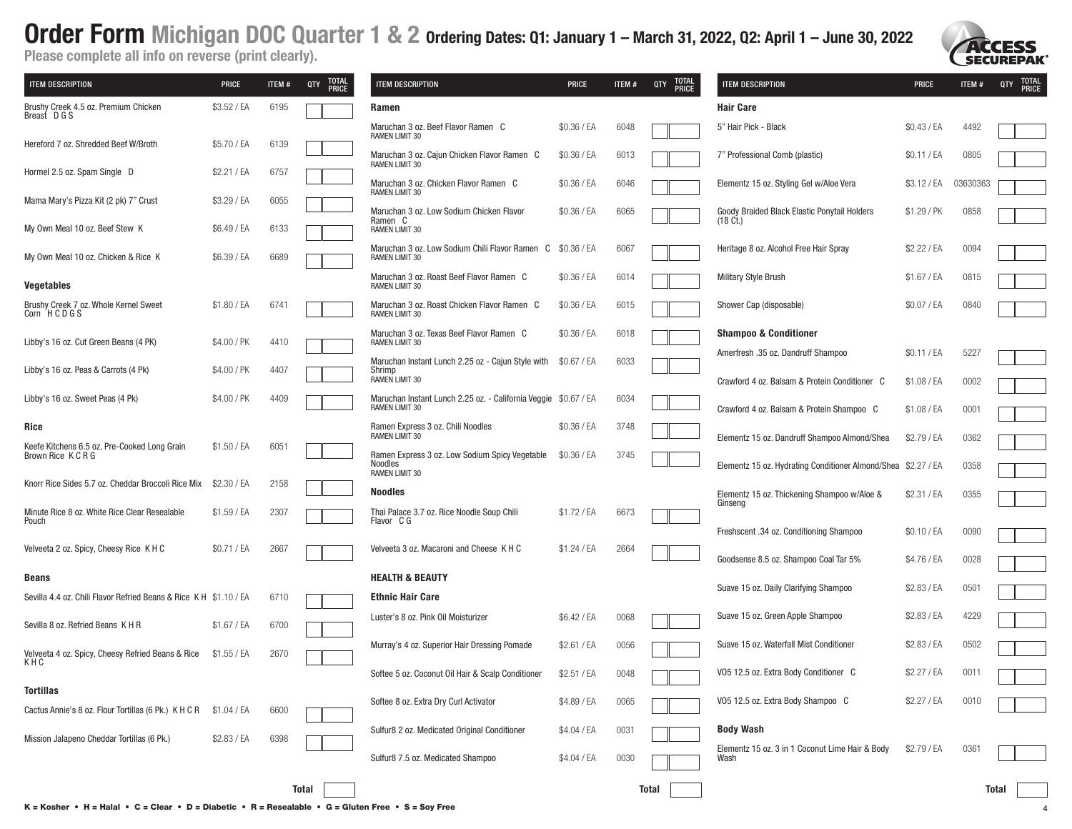# Order Form Michigan DOC Quarter 1 & 2 Ordering Dates: Q1: January 1 – March 31, 2022, Q2: April 1 – June 30, 2022

Please complete all info on reverse (print clearly).

| ITEM DESCRIPTION | PRICE | ITEM # | QTY | TOTAL PRICE |
|---|---|---|---|---|
| Brushy Creek 4.5 oz. Premium Chicken Breast D G S | $3.52 / EA | 6195 | | |
| Hereford 7 oz. Shredded Beef W/Broth | $5.70 / EA | 6139 | | |
| Hormel 2.5 oz. Spam Single D | $2.21 / EA | 6757 | | |
| Mama Mary's Pizza Kit (2 pk) 7" Crust | $3.29 / EA | 6055 | | |
| My Own Meal 10 oz. Beef Stew K | $6.49 / EA | 6133 | | |
| My Own Meal 10 oz. Chicken & Rice K | $6.39 / EA | 6689 | | |
| **Vegetables** | | | | |
| Brushy Creek 7 oz. Whole Kernel Sweet Corn H C D G S | $1.80 / EA | 6741 | | |
| Libby's 16 oz. Cut Green Beans (4 PK) | $4.00 / PK | 4410 | | |
| Libby's 16 oz. Peas & Carrots (4 Pk) | $4.00 / PK | 4407 | | |
| Libby's 16 oz. Sweet Peas (4 Pk) | $4.00 / PK | 4409 | | |
| **Rice** | | | | |
| Keefe Kitchens 6.5 oz. Pre-Cooked Long Grain Brown Rice K C R G | $1.50 / EA | 6051 | | |
| Knorr Rice Sides 5.7 oz. Cheddar Broccoli Rice Mix | $2.30 / EA | 2158 | | |
| Minute Rice 8 oz. White Rice Clear Resealable Pouch | $1.59 / EA | 2307 | | |
| Velveeta 2 oz. Spicy, Cheesy Rice K H C | $0.71 / EA | 2667 | | |
| **Beans** | | | | |
| Sevilla 4.4 oz. Chili Flavor Refried Beans & Rice K H | $1.10 / EA | 6710 | | |
| Sevilla 8 oz. Refried Beans K H R | $1.67 / EA | 6700 | | |
| Velveeta 4 oz. Spicy, Cheesy Refried Beans & Rice K H C | $1.55 / EA | 2670 | | |
| **Tortillas** | | | | |
| Cactus Annie's 8 oz. Flour Tortillas (6 Pk.) K H C R | $1.04 / EA | 6600 | | |
| Mission Jalapeno Cheddar Tortillas (6 Pk.) | $2.83 / EA | 6398 | | |
| | | | **Total** | |

| ITEM DESCRIPTION | PRICE | ITEM # | QTY | TOTAL PRICE |
|---|---|---|---|---|
| **Ramen** | | | | |
| Maruchan 3 oz. Beef Flavor Ramen C<br>RAMEN LIMIT 30 | $0.36 / EA | 6048 | | |
| Maruchan 3 oz. Cajun Chicken Flavor Ramen C<br>RAMEN LIMIT 30 | $0.36 / EA | 6013 | | |
| Maruchan 3 oz. Chicken Flavor Ramen C<br>RAMEN LIMIT 30 | $0.36 / EA | 6046 | | |
| Maruchan 3 oz. Low Sodium Chicken Flavor Ramen C<br>RAMEN LIMIT 30 | $0.36 / EA | 6065 | | |
| Maruchan 3 oz. Low Sodium Chili Flavor Ramen C<br>RAMEN LIMIT 30 | $0.36 / EA | 6067 | | |
| Maruchan 3 oz. Roast Beef Flavor Ramen C<br>RAMEN LIMIT 30 | $0.36 / EA | 6014 | | |
| Maruchan 3 oz. Roast Chicken Flavor Ramen C<br>RAMEN LIMIT 30 | $0.36 / EA | 6015 | | |
| Maruchan 3 oz. Texas Beef Flavor Ramen C<br>RAMEN LIMIT 30 | $0.36 / EA | 6018 | | |
| Maruchan Instant Lunch 2.25 oz - Cajun Style with Shrimp<br>RAMEN LIMIT 30 | $0.67 / EA | 6033 | | |
| Maruchan Instant Lunch 2.25 oz. - California Veggie<br>RAMEN LIMIT 30 | $0.67 / EA | 6034 | | |
| Ramen Express 3 oz. Chili Noodles<br>RAMEN LIMIT 30 | $0.36 / EA | 3748 | | |
| Ramen Express 3 oz. Low Sodium Spicy Vegetable Noodles<br>RAMEN LIMIT 30 | $0.36 / EA | 3745 | | |
| **Noodles** | | | | |
| Thai Palace 3.7 oz. Rice Noodle Soup Chili Flavor C G | $1.72 / EA | 6673 | | |
| Velveeta 3 oz. Macaroni and Cheese K H C | $1.24 / EA | 2664 | | |
| **HEALTH & BEAUTY** | | | | |
| **Ethnic Hair Care** | | | | |
| Luster's 8 oz. Pink Oil Moisturizer | $6.42 / EA | 0068 | | |
| Murray's 4 oz. Superior Hair Dressing Pomade | $2.61 / EA | 0056 | | |
| Softee 5 oz. Coconut Oil Hair & Scalp Conditioner | $2.51 / EA | 0048 | | |
| Softee 8 oz. Extra Dry Curl Activator | $4.89 / EA | 0065 | | |
| Sulfur8 2 oz. Medicated Original Conditioner | $4.04 / EA | 0031 | | |
| Sulfur8 7.5 oz. Medicated Shampoo | $4.04 / EA | 0030 | | |
| | | | **Total** | |

| ITEM DESCRIPTION | PRICE | ITEM # | QTY | TOTAL PRICE |
|---|---|---|---|---|
| **Hair Care** | | | | |
| 5" Hair Pick - Black | $0.43 / EA | 4492 | | |
| 7" Professional Comb (plastic) | $0.11 / EA | 0805 | | |
| Elementz 15 oz. Styling Gel w/Aloe Vera | $3.12 / EA | 03630363 | | |
| Goody Braided Black Elastic Ponytail Holders (18 Ct.) | $1.29 / PK | 0858 | | |
| Heritage 8 oz. Alcohol Free Hair Spray | $2.22 / EA | 0094 | | |
| Military Style Brush | $1.67 / EA | 0815 | | |
| Shower Cap (disposable) | $0.07 / EA | 0840 | | |
| **Shampoo & Conditioner** | | | | |
| Amerfresh .35 oz. Dandruff Shampoo | $0.11 / EA | 5227 | | |
| Crawford 4 oz. Balsam & Protein Conditioner C | $1.08 / EA | 0002 | | |
| Crawford 4 oz. Balsam & Protein Shampoo C | $1.08 / EA | 0001 | | |
| Elementz 15 oz. Dandruff Shampoo Almond/Shea | $2.79 / EA | 0362 | | |
| Elementz 15 oz. Hydrating Conditioner Almond/Shea | $2.27 / EA | 0358 | | |
| Elementz 15 oz. Thickening Shampoo w/Aloe & Ginseng | $2.31 / EA | 0355 | | |
| Freshscent .34 oz. Conditioning Shampoo | $0.10 / EA | 0090 | | |
| Goodsense 8.5 oz. Shampoo Coal Tar 5% | $4.76 / EA | 0028 | | |
| Suave 15 oz. Daily Clarifying Shampoo | $2.83 / EA | 0501 | | |
| Suave 15 oz. Green Apple Shampoo | $2.83 / EA | 4229 | | |
| Suave 15 oz. Waterfall Mist Conditioner | $2.83 / EA | 0502 | | |
| VO5 12.5 oz. Extra Body Conditioner C | $2.27 / EA | 0011 | | |
| VO5 12.5 oz. Extra Body Shampoo C | $2.27 / EA | 0010 | | |
| **Body Wash** | | | | |
| Elementz 15 oz. 3 in 1 Coconut Lime Hair & Body Wash | $2.79 / EA | 0361 | | |
| | | | **Total** | |

**K = Kosher • H = Halal • C = Clear • D = Diabetic • R = Resealable • G = Gluten Free • S = Soy Free**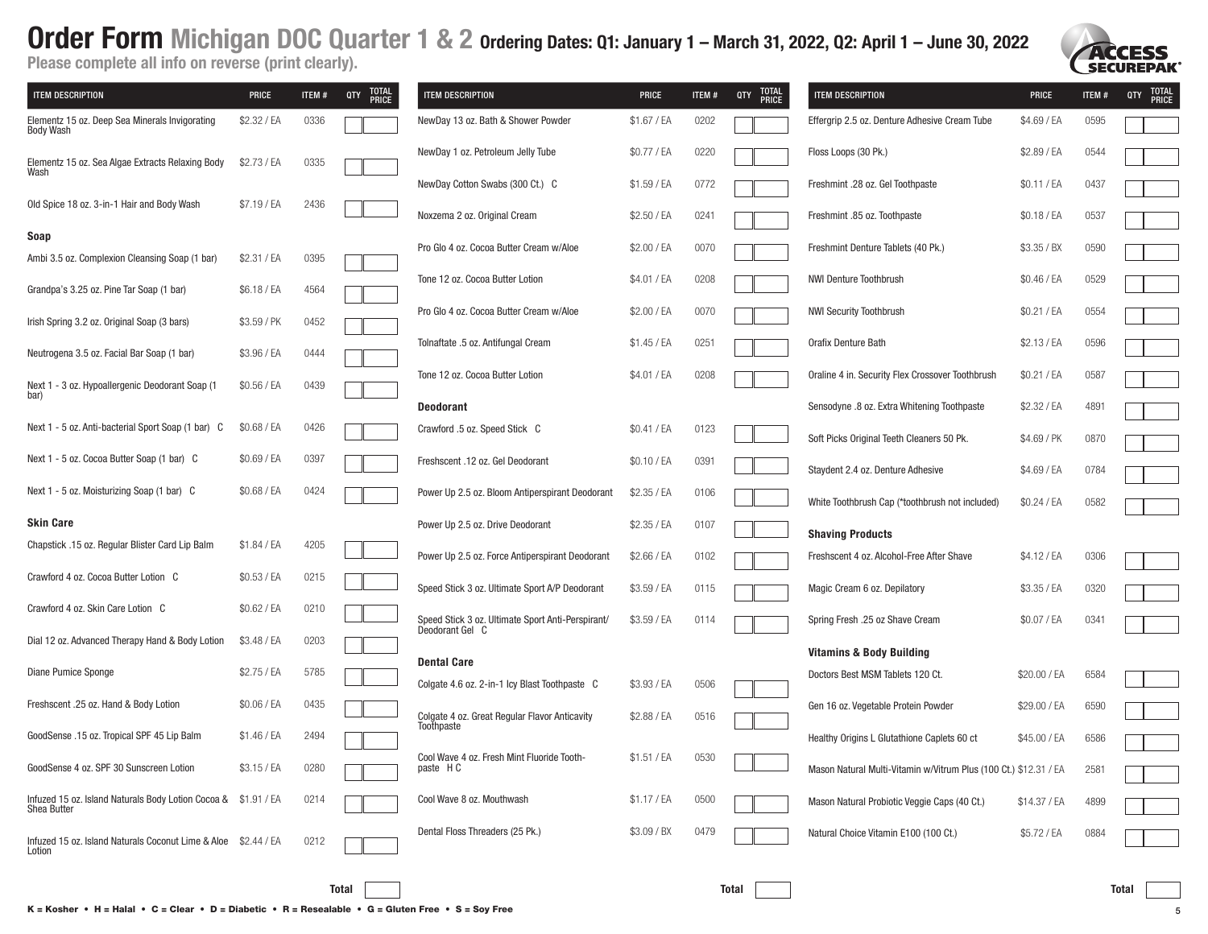# Order Form Michigan DOC Quarter 1 & 2 Ordering Dates: Q1: January 1 – March 31, 2022, Q2: April 1 – June 30, 2022

**Please complete all info on reverse (print clearly).**

| ITEM DESCRIPTION | PRICE | ITEM # | QTY | TOTAL PRICE |
|---|---|---|---|---|
| Elementz 15 oz. Deep Sea Minerals Invigorating Body Wash | $2.32 / EA | 0336 | | |
| Elementz 15 oz. Sea Algae Extracts Relaxing Body Wash | $2.73 / EA | 0335 | | |
| Old Spice 18 oz. 3-in-1 Hair and Body Wash | $7.19 / EA | 2436 | | |
| **Soap** | | | | |
| Ambi 3.5 oz. Complexion Cleansing Soap (1 bar) | $2.31 / EA | 0395 | | |
| Grandpa's 3.25 oz. Pine Tar Soap (1 bar) | $6.18 / EA | 4564 | | |
| Irish Spring 3.2 oz. Original Soap (3 bars) | $3.59 / PK | 0452 | | |
| Neutrogena 3.5 oz. Facial Bar Soap (1 bar) | $3.96 / EA | 0444 | | |
| Next 1 - 3 oz. Hypoallergenic Deodorant Soap (1 bar) | $0.56 / EA | 0439 | | |
| Next 1 - 5 oz. Anti-bacterial Sport Soap (1 bar) C | $0.68 / EA | 0426 | | |
| Next 1 - 5 oz. Cocoa Butter Soap (1 bar) C | $0.69 / EA | 0397 | | |
| Next 1 - 5 oz. Moisturizing Soap (1 bar) C | $0.68 / EA | 0424 | | |
| **Skin Care** | | | | |
| Chapstick .15 oz. Regular Blister Card Lip Balm | $1.84 / EA | 4205 | | |
| Crawford 4 oz. Cocoa Butter Lotion C | $0.53 / EA | 0215 | | |
| Crawford 4 oz. Skin Care Lotion C | $0.62 / EA | 0210 | | |
| Dial 12 oz. Advanced Therapy Hand & Body Lotion | $3.48 / EA | 0203 | | |
| Diane Pumice Sponge | $2.75 / EA | 5785 | | |
| Freshscent .25 oz. Hand & Body Lotion | $0.06 / EA | 0435 | | |
| GoodSense .15 oz. Tropical SPF 45 Lip Balm | $1.46 / EA | 2494 | | |
| GoodSense 4 oz. SPF 30 Sunscreen Lotion | $3.15 / EA | 0280 | | |
| Infuzed 15 oz. Island Naturals Body Lotion Cocoa & Shea Butter | $1.91 / EA | 0214 | | |
| Infuzed 15 oz. Island Naturals Coconut Lime & Aloe Lotion | $2.44 / EA | 0212 | | |
| | | | **Total** | |

| ITEM DESCRIPTION | PRICE | ITEM # | QTY | TOTAL PRICE |
|---|---|---|---|---|
| NewDay 13 oz. Bath & Shower Powder | $1.67 / EA | 0202 | | |
| NewDay 1 oz. Petroleum Jelly Tube | $0.77 / EA | 0220 | | |
| NewDay Cotton Swabs (300 Ct.) C | $1.59 / EA | 0772 | | |
| Noxzema 2 oz. Original Cream | $2.50 / EA | 0241 | | |
| Pro Glo 4 oz. Cocoa Butter Cream w/Aloe | $2.00 / EA | 0070 | | |
| Tone 12 oz. Cocoa Butter Lotion | $4.01 / EA | 0208 | | |
| Pro Glo 4 oz. Cocoa Butter Cream w/Aloe | $2.00 / EA | 0070 | | |
| Tolnaftate .5 oz. Antifungal Cream | $1.45 / EA | 0251 | | |
| Tone 12 oz. Cocoa Butter Lotion | $4.01 / EA | 0208 | | |
| **Deodorant** | | | | |
| Crawford .5 oz. Speed Stick C | $0.41 / EA | 0123 | | |
| Freshscent .12 oz. Gel Deodorant | $0.10 / EA | 0391 | | |
| Power Up 2.5 oz. Bloom Antiperspirant Deodorant | $2.35 / EA | 0106 | | |
| Power Up 2.5 oz. Drive Deodorant | $2.35 / EA | 0107 | | |
| Power Up 2.5 oz. Force Antiperspirant Deodorant | $2.66 / EA | 0102 | | |
| Speed Stick 3 oz. Ultimate Sport A/P Deodorant | $3.59 / EA | 0115 | | |
| Speed Stick 3 oz. Ultimate Sport Anti-Perspirant/ Deodorant Gel C | $3.59 / EA | 0114 | | |
| **Dental Care** | | | | |
| Colgate 4.6 oz. 2-in-1 Icy Blast Toothpaste C | $3.93 / EA | 0506 | | |
| Colgate 4 oz. Great Regular Flavor Anticavity Toothpaste | $2.88 / EA | 0516 | | |
| Cool Wave 4 oz. Fresh Mint Fluoride Tooth-paste H C | $1.51 / EA | 0530 | | |
| Cool Wave 8 oz. Mouthwash | $1.17 / EA | 0500 | | |
| Dental Floss Threaders (25 Pk.) | $3.09 / BX | 0479 | | |
| | | | **Total** | |

| ITEM DESCRIPTION | PRICE | ITEM # | QTY | TOTAL PRICE |
|---|---|---|---|---|
| Effergrip 2.5 oz. Denture Adhesive Cream Tube | $4.69 / EA | 0595 | | |
| Floss Loops (30 Pk.) | $2.89 / EA | 0544 | | |
| Freshmint .28 oz. Gel Toothpaste | $0.11 / EA | 0437 | | |
| Freshmint .85 oz. Toothpaste | $0.18 / EA | 0537 | | |
| Freshmint Denture Tablets (40 Pk.) | $3.35 / BX | 0590 | | |
| NWI Denture Toothbrush | $0.46 / EA | 0529 | | |
| NWI Security Toothbrush | $0.21 / EA | 0554 | | |
| Orafix Denture Bath | $2.13 / EA | 0596 | | |
| Oraline 4 in. Security Flex Crossover Toothbrush | $0.21 / EA | 0587 | | |
| Sensodyne .8 oz. Extra Whitening Toothpaste | $2.32 / EA | 4891 | | |
| Soft Picks Original Teeth Cleaners 50 Pk. | $4.69 / PK | 0870 | | |
| Staydent 2.4 oz. Denture Adhesive | $4.69 / EA | 0784 | | |
| White Toothbrush Cap (*toothbrush not included) | $0.24 / EA | 0582 | | |
| **Shaving Products** | | | | |
| Freshscent 4 oz. Alcohol-Free After Shave | $4.12 / EA | 0306 | | |
| Magic Cream 6 oz. Depilatory | $3.35 / EA | 0320 | | |
| Spring Fresh .25 oz Shave Cream | $0.07 / EA | 0341 | | |
| **Vitamins & Body Building** | | | | |
| Doctors Best MSM Tablets 120 Ct. | $20.00 / EA | 6584 | | |
| Gen 16 oz. Vegetable Protein Powder | $29.00 / EA | 6590 | | |
| Healthy Origins L Glutathione Caplets 60 ct | $45.00 / EA | 6586 | | |
| Mason Natural Multi-Vitamin w/Vitrum Plus (100 Ct.) | $12.31 / EA | 2581 | | |
| Mason Natural Probiotic Veggie Caps (40 Ct.) | $14.37 / EA | 4899 | | |
| Natural Choice Vitamin E100 (100 Ct.) | $5.72 / EA | 0884 | | |
| | | | **Total** | |

**K = Kosher • H = Halal • C = Clear • D = Diabetic • R = Resealable • G = Gluten Free • S = Soy Free**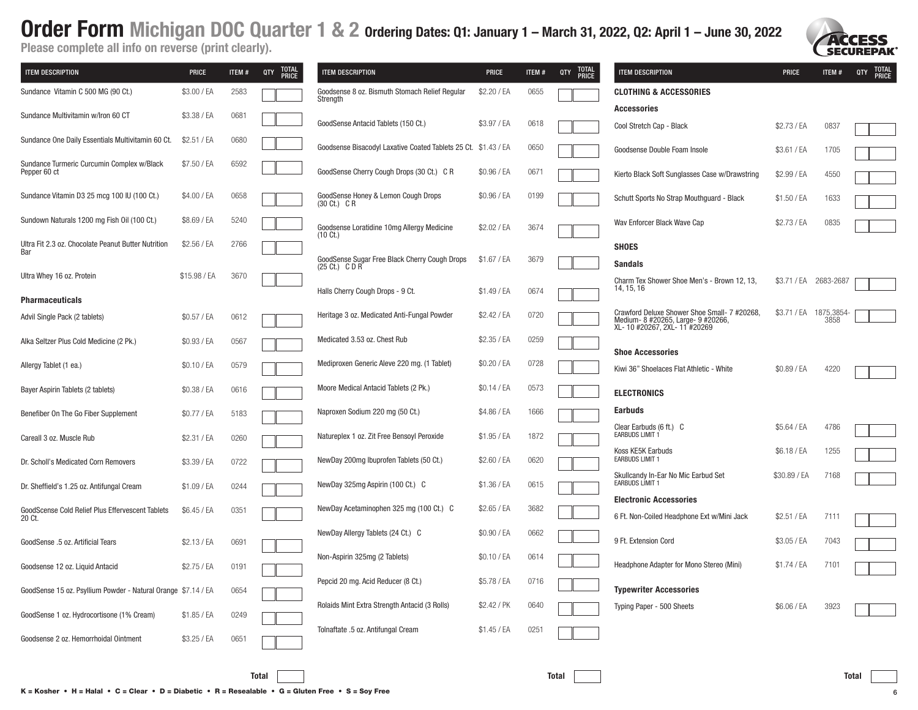# Order Form Michigan DOC Quarter 1 & 2 Ordering Dates: Q1: January 1 – March 31, 2022, Q2: April 1 – June 30, 2022

**Please complete all info on reverse (print clearly).**

| ITEM DESCRIPTION | PRICE | ITEM # | QTY | TOTAL PRICE |
|---|---|---|---|---|
| Sundance Vitamin C 500 MG (90 Ct.) | $3.00 / EA | 2583 | | |
| Sundance Multivitamin w/Iron 60 CT | $3.38 / EA | 0681 | | |
| Sundance One Daily Essentials Multivitamin 60 Ct. | $2.51 / EA | 0680 | | |
| Sundance Turmeric Curcumin Complex w/Black Pepper 60 ct | $7.50 / EA | 6592 | | |
| Sundance Vitamin D3 25 mcg 100 IU (100 Ct.) | $4.00 / EA | 0658 | | |
| Sundown Naturals 1200 mg Fish Oil (100 Ct.) | $8.69 / EA | 5240 | | |
| Ultra Fit 2.3 oz. Chocolate Peanut Butter Nutrition Bar | $2.56 / EA | 2766 | | |
| Ultra Whey 16 oz. Protein | $15.98 / EA | 3670 | | |
| **Pharmaceuticals** | | | | |
| Advil Single Pack (2 tablets) | $0.57 / EA | 0612 | | |
| Alka Seltzer Plus Cold Medicine (2 Pk.) | $0.93 / EA | 0567 | | |
| Allergy Tablet (1 ea.) | $0.10 / EA | 0579 | | |
| Bayer Aspirin Tablets (2 tablets) | $0.38 / EA | 0616 | | |
| Benefiber On The Go Fiber Supplement | $0.77 / EA | 5183 | | |
| Careall 3 oz. Muscle Rub | $2.31 / EA | 0260 | | |
| Dr. Scholl's Medicated Corn Removers | $3.39 / EA | 0722 | | |
| Dr. Sheffield's 1.25 oz. Antifungal Cream | $1.09 / EA | 0244 | | |
| GoodScense Cold Relief Plus Effervescent Tablets 20 Ct. | $6.45 / EA | 0351 | | |
| GoodSense .5 oz. Artificial Tears | $2.13 / EA | 0691 | | |
| Goodsense 12 oz. Liquid Antacid | $2.75 / EA | 0191 | | |
| GoodSense 15 oz. Psyllium Powder - Natural Orange | $7.14 / EA | 0654 | | |
| GoodSense 1 oz. Hydrocortisone (1% Cream) | $1.85 / EA | 0249 | | |
| Goodsense 2 oz. Hemorrhoidal Ointment | $3.25 / EA | 0651 | | |
| | | | **Total** | |

| ITEM DESCRIPTION | PRICE | ITEM # | QTY | TOTAL PRICE |
|---|---|---|---|---|
| Goodsense 8 oz. Bismuth Stomach Relief Regular Strength | $2.20 / EA | 0655 | | |
| GoodSense Antacid Tablets (150 Ct.) | $3.97 / EA | 0618 | | |
| Goodsense Bisacodyl Laxative Coated Tablets 25 Ct. | $1.43 / EA | 0650 | | |
| GoodSense Cherry Cough Drops (30 Ct.) C R | $0.96 / EA | 0671 | | |
| GoodSense Honey & Lemon Cough Drops (30 Ct.) C R | $0.96 / EA | 0199 | | |
| Goodsense Loratidine 10mg Allergy Medicine (10 Ct.) | $2.02 / EA | 3674 | | |
| GoodSense Sugar Free Black Cherry Cough Drops (25 Ct.) C D R | $1.67 / EA | 3679 | | |
| Halls Cherry Cough Drops - 9 Ct. | $1.49 / EA | 0674 | | |
| Heritage 3 oz. Medicated Anti-Fungal Powder | $2.42 / EA | 0720 | | |
| Medicated 3.53 oz. Chest Rub | $2.35 / EA | 0259 | | |
| Mediproxen Generic Aleve 220 mg. (1 Tablet) | $0.20 / EA | 0728 | | |
| Moore Medical Antacid Tablets (2 Pk.) | $0.14 / EA | 0573 | | |
| Naproxen Sodium 220 mg (50 Ct.) | $4.86 / EA | 1666 | | |
| Natureplex 1 oz. Zit Free Bensoyl Peroxide | $1.95 / EA | 1872 | | |
| NewDay 200mg Ibuprofen Tablets (50 Ct.) | $2.60 / EA | 0620 | | |
| NewDay 325mg Aspirin (100 Ct.) C | $1.36 / EA | 0615 | | |
| NewDay Acetaminophen 325 mg (100 Ct.) C | $2.65 / EA | 3682 | | |
| NewDay Allergy Tablets (24 Ct.) C | $0.90 / EA | 0662 | | |
| Non-Aspirin 325mg (2 Tablets) | $0.10 / EA | 0614 | | |
| Pepcid 20 mg. Acid Reducer (8 Ct.) | $5.78 / EA | 0716 | | |
| Rolaids Mint Extra Strength Antacid (3 Rolls) | $2.42 / PK | 0640 | | |
| Tolnaftate .5 oz. Antifungal Cream | $1.45 / EA | 0251 | | |
| | | | **Total** | |

| ITEM DESCRIPTION | PRICE | ITEM # | QTY | TOTAL PRICE |
|---|---|---|---|---|
| **CLOTHING & ACCESSORIES** | | | | |
| **Accessories** | | | | |
| Cool Stretch Cap - Black | $2.73 / EA | 0837 | | |
| Goodsense Double Foam Insole | $3.61 / EA | 1705 | | |
| Kierto Black Soft Sunglasses Case w/Drawstring | $2.99 / EA | 4550 | | |
| Schutt Sports No Strap Mouthguard - Black | $1.50 / EA | 1633 | | |
| Wav Enforcer Black Wave Cap | $2.73 / EA | 0835 | | |
| **SHOES** | | | | |
| **Sandals** | | | | |
| Charm Tex Shower Shoe Men's - Brown 12, 13, 14, 15, 16 | $3.71 / EA | 2683-2687 | | |
| Crawford Deluxe Shower Shoe Small- 7 #20268, Medium- 8 #20265, Large- 9 #20266, XL- 10 #20267, 2XL- 11 #20269 | $3.71 / EA | 1875,3854-3858 | | |
| **Shoe Accessories** | | | | |
| Kiwi 36" Shoelaces Flat Athletic - White | $0.89 / EA | 4220 | | |
| **ELECTRONICS** | | | | |
| **Earbuds** | | | | |
| Clear Earbuds (6 ft.) C EARBUDS LIMIT 1 | $5.64 / EA | 4786 | | |
| Koss KE5K Earbuds EARBUDS LIMIT 1 | $6.18 / EA | 1255 | | |
| Skullcandy In-Ear No Mic Earbud Set EARBUDS LIMIT 1 | $30.89 / EA | 7168 | | |
| **Electronic Accessories** | | | | |
| 6 Ft. Non-Coiled Headphone Ext w/Mini Jack | $2.51 / EA | 7111 | | |
| 9 Ft. Extension Cord | $3.05 / EA | 7043 | | |
| Headphone Adapter for Mono Stereo (Mini) | $1.74 / EA | 7101 | | |
| **Typewriter Accessories** | | | | |
| Typing Paper - 500 Sheets | $6.06 / EA | 3923 | | |
| | | | **Total** | |

**K = Kosher • H = Halal • C = Clear • D = Diabetic • R = Resealable • G = Gluten Free • S = Soy Free**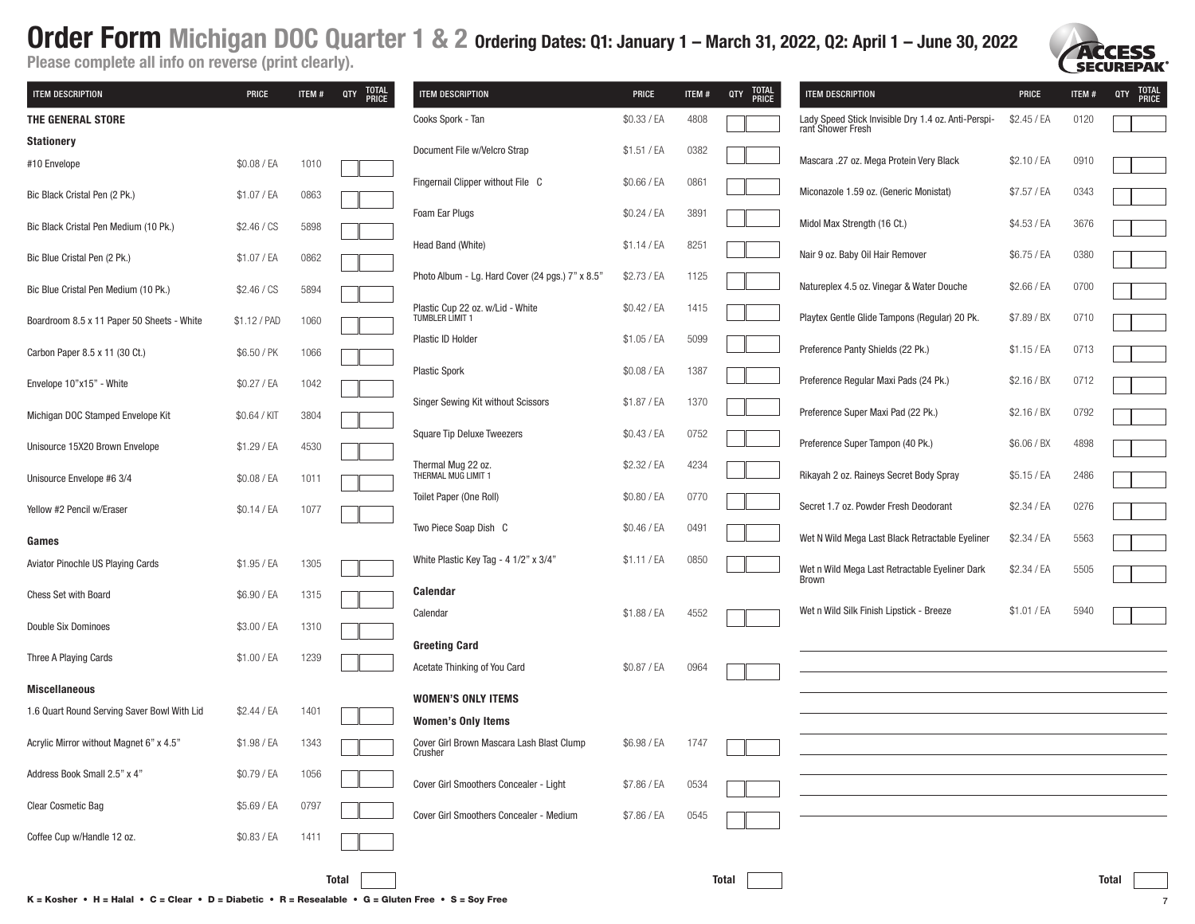# Order Form Michigan DOC Quarter 1 & 2 Ordering Dates: Q1: January 1 – March 31, 2022, Q2: April 1 – June 30, 2022

**Please complete all info on reverse (print clearly).**

ACCESS SECUREPAK

| ITEM DESCRIPTION | PRICE | ITEM # | QTY | TOTAL PRICE |
|---|---|---|---|---|
| **THE GENERAL STORE** | | | | |
| **Stationery** | | | | |
| #10 Envelope | $0.08 / EA | 1010 | | |
| Bic Black Cristal Pen (2 Pk.) | $1.07 / EA | 0863 | | |
| Bic Black Cristal Pen Medium (10 Pk.) | $2.46 / CS | 5898 | | |
| Bic Blue Cristal Pen (2 Pk.) | $1.07 / EA | 0862 | | |
| Bic Blue Cristal Pen Medium (10 Pk.) | $2.46 / CS | 5894 | | |
| Boardroom 8.5 x 11 Paper 50 Sheets - White | $1.12 / PAD | 1060 | | |
| Carbon Paper 8.5 x 11 (30 Ct.) | $6.50 / PK | 1066 | | |
| Envelope 10"x15" - White | $0.27 / EA | 1042 | | |
| Michigan DOC Stamped Envelope Kit | $0.64 / KIT | 3804 | | |
| Unisource 15X20 Brown Envelope | $1.29 / EA | 4530 | | |
| Unisource Envelope #6 3/4 | $0.08 / EA | 1011 | | |
| Yellow #2 Pencil w/Eraser | $0.14 / EA | 1077 | | |
| **Games** | | | | |
| Aviator Pinochle US Playing Cards | $1.95 / EA | 1305 | | |
| Chess Set with Board | $6.90 / EA | 1315 | | |
| Double Six Dominoes | $3.00 / EA | 1310 | | |
| Three A Playing Cards | $1.00 / EA | 1239 | | |
| **Miscellaneous** | | | | |
| 1.6 Quart Round Serving Saver Bowl With Lid | $2.44 / EA | 1401 | | |
| Acrylic Mirror without Magnet 6" x 4.5" | $1.98 / EA | 1343 | | |
| Address Book Small 2.5" x 4" | $0.79 / EA | 1056 | | |
| Clear Cosmetic Bag | $5.69 / EA | 0797 | | |
| Coffee Cup w/Handle 12 oz. | $0.83 / EA | 1411 | | |
| | | | **Total** | |

| ITEM DESCRIPTION | PRICE | ITEM # | QTY | TOTAL PRICE |
|---|---|---|---|---|
| Cooks Spork - Tan | $0.33 / EA | 4808 | | |
| Document File w/Velcro Strap | $1.51 / EA | 0382 | | |
| Fingernail Clipper without File C | $0.66 / EA | 0861 | | |
| Foam Ear Plugs | $0.24 / EA | 3891 | | |
| Head Band (White) | $1.14 / EA | 8251 | | |
| Photo Album - Lg. Hard Cover (24 pgs.) 7" x 8.5" | $2.73 / EA | 1125 | | |
| Plastic Cup 22 oz. w/Lid - White TUMBLER LIMIT 1 | $0.42 / EA | 1415 | | |
| Plastic ID Holder | $1.05 / EA | 5099 | | |
| Plastic Spork | $0.08 / EA | 1387 | | |
| Singer Sewing Kit without Scissors | $1.87 / EA | 1370 | | |
| Square Tip Deluxe Tweezers | $0.43 / EA | 0752 | | |
| Thermal Mug 22 oz. THERMAL MUG LIMIT 1 | $2.32 / EA | 4234 | | |
| Toilet Paper (One Roll) | $0.80 / EA | 0770 | | |
| Two Piece Soap Dish C | $0.46 / EA | 0491 | | |
| White Plastic Key Tag - 4 1/2" x 3/4" | $1.11 / EA | 0850 | | |
| **Calendar** | | | | |
| Calendar | $1.88 / EA | 4552 | | |
| **Greeting Card** | | | | |
| Acetate Thinking of You Card | $0.87 / EA | 0964 | | |
| **WOMEN'S ONLY ITEMS** | | | | |
| **Women's Only Items** | | | | |
| Cover Girl Brown Mascara Lash Blast Clump Crusher | $6.98 / EA | 1747 | | |
| Cover Girl Smoothers Concealer - Light | $7.86 / EA | 0534 | | |
| Cover Girl Smoothers Concealer - Medium | $7.86 / EA | 0545 | | |
| | | | **Total** | |

| ITEM DESCRIPTION | PRICE | ITEM # | QTY | TOTAL PRICE |
|---|---|---|---|---|
| Lady Speed Stick Invisible Dry 1.4 oz. Anti-Perspirant Shower Fresh | $2.45 / EA | 0120 | | |
| Mascara .27 oz. Mega Protein Very Black | $2.10 / EA | 0910 | | |
| Miconazole 1.59 oz. (Generic Monistat) | $7.57 / EA | 0343 | | |
| Midol Max Strength (16 Ct.) | $4.53 / EA | 3676 | | |
| Nair 9 oz. Baby Oil Hair Remover | $6.75 / EA | 0380 | | |
| Natureplex 4.5 oz. Vinegar & Water Douche | $2.66 / EA | 0700 | | |
| Playtex Gentle Glide Tampons (Regular) 20 Pk. | $7.89 / BX | 0710 | | |
| Preference Panty Shields (22 Pk.) | $1.15 / EA | 0713 | | |
| Preference Regular Maxi Pads (24 Pk.) | $2.16 / BX | 0712 | | |
| Preference Super Maxi Pad (22 Pk.) | $2.16 / BX | 0792 | | |
| Preference Super Tampon (40 Pk.) | $6.06 / BX | 4898 | | |
| Rikayah 2 oz. Raineys Secret Body Spray | $5.15 / EA | 2486 | | |
| Secret 1.7 oz. Powder Fresh Deodorant | $2.34 / EA | 0276 | | |
| Wet N Wild Mega Last Black Retractable Eyeliner | $2.34 / EA | 5563 | | |
| Wet n Wild Mega Last Retractable Eyeliner Dark Brown | $2.34 / EA | 5505 | | |
| Wet n Wild Silk Finish Lipstick - Breeze | $1.01 / EA | 5940 | | |
| | | | **Total** | |

**K = Kosher • H = Halal • C = Clear • D = Diabetic • R = Resealable • G = Gluten Free • S = Soy Free**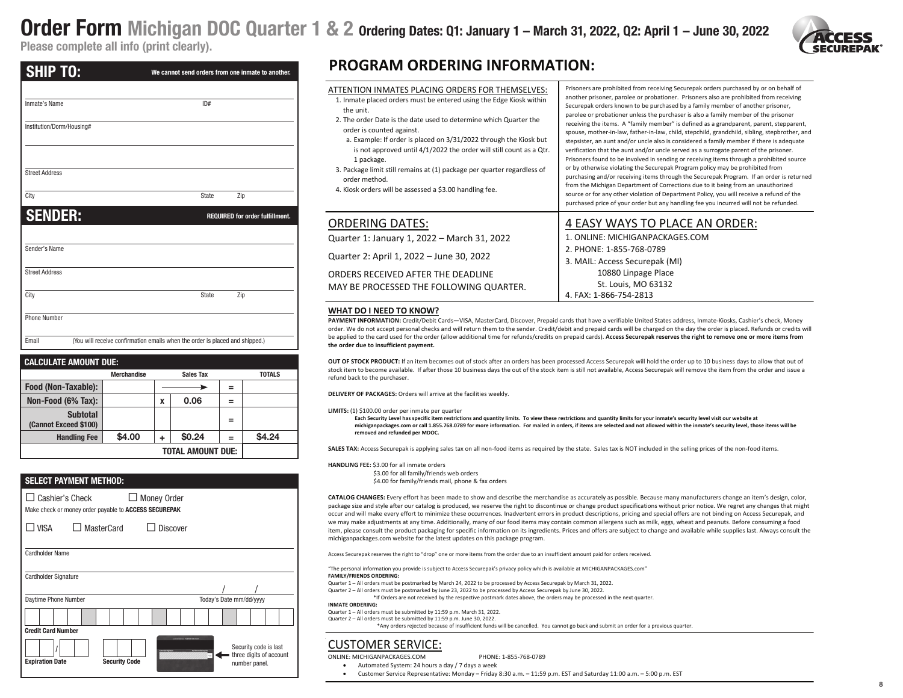# Order Form Michigan DOC Quarter 1 & 2 Ordering Dates: Q1: January 1 – March 31, 2022, Q2: April 1 – June 30, 2022

**Please complete all info (print clearly).**

## SHIP TO:

We cannot send orders from one inmate to another.

Inmate's Name ID#

Institution/Dorm/Housing#

Street Address

City State Zip

## SENDER:

REQUIRED for order fulfillment.

Sender's Name

Street Address

City State Zip

Phone Number

Email (You will receive confirmation emails when the order is placed and shipped.)

### CALCULATE AMOUNT DUE:

| | Merchandise | | Sales Tax | | TOTALS |
|---|---|---|---|---|---|
| Food (Non-Taxable): | | | ⟶ | = | |
| Non-Food (6% Tax): | | x | 0.06 | = | |
| Subtotal (Cannot Exceed $100) | | | | = | |
| Handling Fee | $4.00 | + | $0.24 | = | $4.24 |
| | | | TOTAL AMOUNT DUE: | | |

### SELECT PAYMENT METHOD:

☐ Cashier's Check ☐ Money Order

Make check or money order payable to **ACCESS SECUREPAK**

☐ VISA ☐ MasterCard ☐ Discover

Cardholder Name

Cardholder Signature

Daytime Phone Number Today's Date mm/dd/yyyy / /

**Credit Card Number**

**Expiration Date** / **Security Code**

Security code is last three digits of account number panel.

# PROGRAM ORDERING INFORMATION:

ATTENTION INMATES PLACING ORDERS FOR THEMSELVES:

1. Inmate placed orders must be entered using the Edge Kiosk within the unit.
2. The order Date is the date used to determine which Quarter the order is counted against.
   a. Example: If order is placed on 3/31/2022 through the Kiosk but is not approved until 4/1/2022 the order will still count as a Qtr. 1 package.
3. Package limit still remains at (1) package per quarter regardless of order method.
4. Kiosk orders will be assessed a $3.00 handling fee.

Prisoners are prohibited from receiving Securepak orders purchased by or on behalf of another prisoner, parolee or probationer. Prisoners also are prohibited from receiving Securepak orders known to be purchased by a family member of another prisoner, parolee or probationer unless the purchaser is also a family member of the prisoner receiving the items. A "family member" is defined as a grandparent, parent, stepparent, spouse, mother-in-law, father-in-law, child, stepchild, grandchild, sibling, stepbrother, and stepsister, an aunt and/or uncle also is considered a family member if there is adequate verification that the aunt and/or uncle served as a surrogate parent of the prisoner. Prisoners found to be involved in sending or receiving items through a prohibited source or by otherwise violating the Securepak Program policy may be prohibited from purchasing and/or receiving items through the Securepak Program. If an order is returned from the Michigan Department of Corrections due to it being from an unauthorized source or for any other violation of Department Policy, you will receive a refund of the purchased price of your order but any handling fee you incurred will not be refunded.

## ORDERING DATES:

Quarter 1: January 1, 2022 – March 31, 2022

Quarter 2: April 1, 2022 – June 30, 2022

ORDERS RECEIVED AFTER THE DEADLINE MAY BE PROCESSED THE FOLLOWING QUARTER.

## 4 EASY WAYS TO PLACE AN ORDER:

1. ONLINE: MICHIGANPACKAGES.COM
2. PHONE: 1-855-768-0789
3. MAIL: Access Securepak (MI)
   10880 Linpage Place
   St. Louis, MO 63132
4. FAX: 1-866-754-2813

### WHAT DO I NEED TO KNOW?

**PAYMENT INFORMATION:** Credit/Debit Cards—VISA, MasterCard, Discover, Prepaid cards that have a verifiable United States address, Inmate-Kiosks, Cashier's check, Money order. We do not accept personal checks and will return them to the sender. Credit/debit and prepaid cards will be charged on the day the order is placed. Refunds or credits will be applied to the card used for the order (allow additional time for refunds/credits on prepaid cards). **Access Securepak reserves the right to remove one or more items from the order due to insufficient payment.**

**OUT OF STOCK PRODUCT:** If an item becomes out of stock after an orders has been processed Access Securepak will hold the order up to 10 business days to allow that out of stock item to become available. If after those 10 business days the out of the stock item is still not available, Access Securepak will remove the item from the order and issue a refund back to the purchaser.

**DELIVERY OF PACKAGES:** Orders will arrive at the facilities weekly.

**LIMITS:** (1) $100.00 order per inmate per quarter
**Each Security Level has specific item restrictions and quantity limits. To view these restrictions and quantity limits for your inmate's security level visit our website at michiganpackages.com or call 1.855.768.0789 for more information. For mailed in orders, if items are selected and not allowed within the inmate's security level, those items will be removed and refunded per MDOC.**

**SALES TAX:** Access Securepak is applying sales tax on all non-food items as required by the state. Sales tax is NOT included in the selling prices of the non-food items.

**HANDLING FEE:** $3.00 for all inmate orders
$3.00 for all family/friends web orders
$4.00 for family/friends mail, phone & fax orders

**CATALOG CHANGES:** Every effort has been made to show and describe the merchandise as accurately as possible. Because many manufacturers change an item's design, color, package size and style after our catalog is produced, we reserve the right to discontinue or change product specifications without prior notice. We regret any changes that might occur and will make every effort to minimize these occurrences. Inadvertent errors in product descriptions, pricing and special offers are not binding on Access Securepak, and we may make adjustments at any time. Additionally, many of our food items may contain common allergens such as milk, eggs, wheat and peanuts. Before consuming a food item, please consult the product packaging for specific information on its ingredients. Prices and offers are subject to change and available while supplies last. Always consult the michiganpackages.com website for the latest updates on this package program.

Access Securepak reserves the right to "drop" one or more items from the order due to an insufficient amount paid for orders received.

"The personal information you provide is subject to Access Securepak's privacy policy which is available at MICHIGANPACKAGES.COM"

**FAMILY/FRIENDS ORDERING:**
Quarter 1 – All orders must be postmarked by March 24, 2022 to be processed by Access Securepak by March 31, 2022.
Quarter 2 – All orders must be postmarked by June 23, 2022 to be processed by Access Securepak by June 30, 2022.
*If Orders are not received by the respective postmark dates above, the orders may be processed in the next quarter.

**INMATE ORDERING:**
Quarter 1 – All orders must be submitted by 11:59 p.m. March 31, 2022.
Quarter 2 – All orders must be submitted by 11:59 p.m. June 30, 2022.
*Any orders rejected because of insufficient funds will be cancelled. You cannot go back and submit an order for a previous quarter.

## CUSTOMER SERVICE:

ONLINE: MICHIGANPACKAGES.COM PHONE: 1-855-768-0789

- Automated System: 24 hours a day / 7 days a week
- Customer Service Representative: Monday – Friday 8:30 a.m. – 11:59 p.m. EST and Saturday 11:00 a.m. – 5:00 p.m. EST